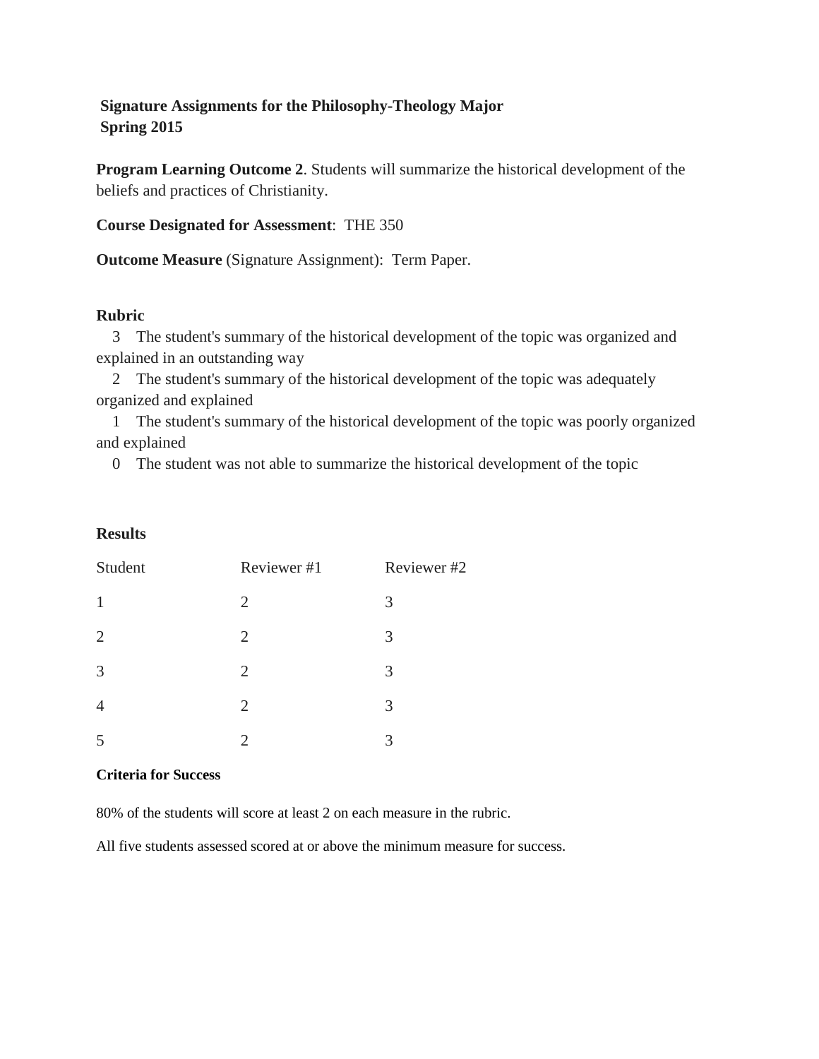**Signature Assignments for the Philosophy-Theology Major**
**Spring 2015**

**Program Learning Outcome 2**. Students will summarize the historical development of the beliefs and practices of Christianity.

**Course Designated for Assessment**: THE 350

**Outcome Measure** (Signature Assignment): Term Paper.

**Rubric**

3 The student's summary of the historical development of the topic was organized and explained in an outstanding way

2 The student's summary of the historical development of the topic was adequately organized and explained

1 The student's summary of the historical development of the topic was poorly organized and explained

0 The student was not able to summarize the historical development of the topic

**Results**

| Student | Reviewer #1 | Reviewer #2 |
|---|---|---|
| 1 | 2 | 3 |
| 2 | 2 | 3 |
| 3 | 2 | 3 |
| 4 | 2 | 3 |
| 5 | 2 | 3 |

**Criteria for Success**

80% of the students will score at least 2 on each measure in the rubric.

All five students assessed scored at or above the minimum measure for success.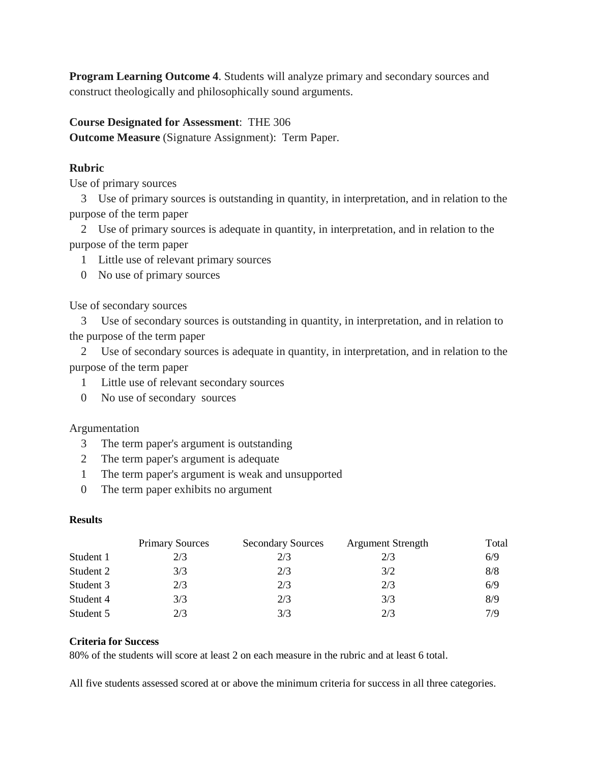**Program Learning Outcome 4**. Students will analyze primary and secondary sources and construct theologically and philosophically sound arguments.

**Course Designated for Assessment**: THE 306
**Outcome Measure** (Signature Assignment): Term Paper.

**Rubric**

Use of primary sources

3 Use of primary sources is outstanding in quantity, in interpretation, and in relation to the purpose of the term paper

2 Use of primary sources is adequate in quantity, in interpretation, and in relation to the purpose of the term paper

1 Little use of relevant primary sources

0 No use of primary sources

Use of secondary sources

3 Use of secondary sources is outstanding in quantity, in interpretation, and in relation to the purpose of the term paper

2 Use of secondary sources is adequate in quantity, in interpretation, and in relation to the purpose of the term paper

1 Little use of relevant secondary sources

0 No use of secondary sources

Argumentation

3 The term paper's argument is outstanding

2 The term paper's argument is adequate

1 The term paper's argument is weak and unsupported

0 The term paper exhibits no argument

**Results**

| | Primary Sources | Secondary Sources | Argument Strength | Total |
|---|---|---|---|---|
| Student 1 | 2/3 | 2/3 | 2/3 | 6/9 |
| Student 2 | 3/3 | 2/3 | 3/2 | 8/8 |
| Student 3 | 2/3 | 2/3 | 2/3 | 6/9 |
| Student 4 | 3/3 | 2/3 | 3/3 | 8/9 |
| Student 5 | 2/3 | 3/3 | 2/3 | 7/9 |

**Criteria for Success**

80% of the students will score at least 2 on each measure in the rubric and at least 6 total.

All five students assessed scored at or above the minimum criteria for success in all three categories.